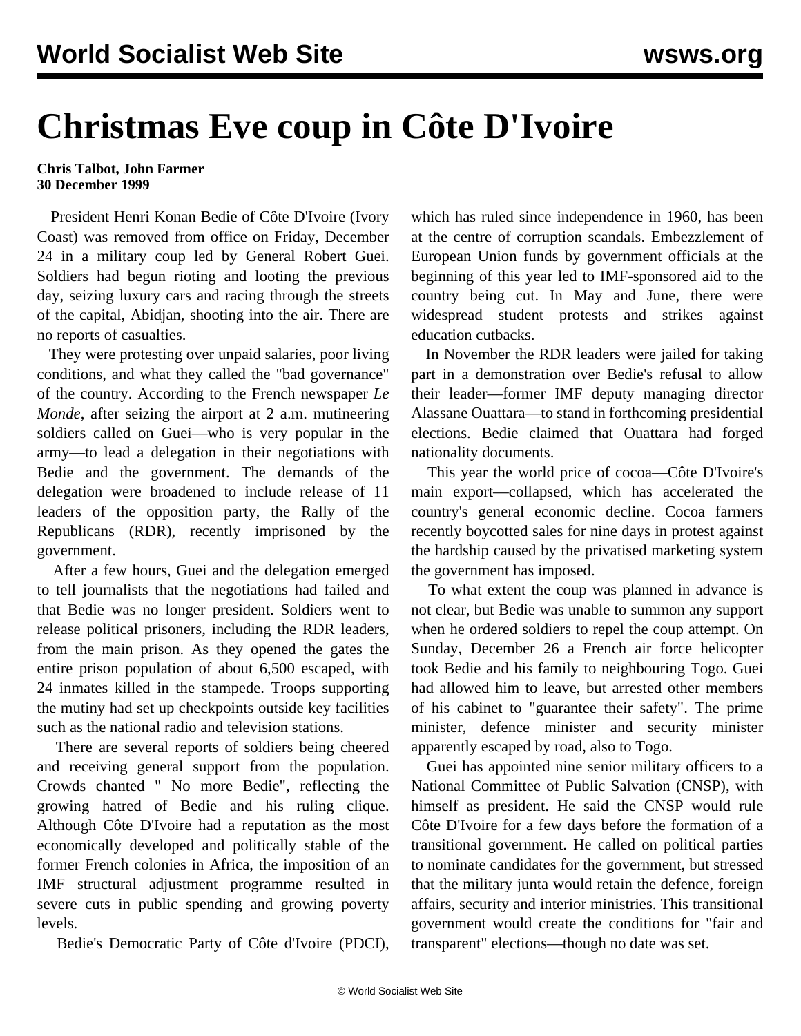# Christmas Eve coup in Côte D'Ivoire

**Chris Talbot, John Farmer**
**30 December 1999**

President Henri Konan Bedie of Côte D'Ivoire (Ivory Coast) was removed from office on Friday, December 24 in a military coup led by General Robert Guei. Soldiers had begun rioting and looting the previous day, seizing luxury cars and racing through the streets of the capital, Abidjan, shooting into the air. There are no reports of casualties.

They were protesting over unpaid salaries, poor living conditions, and what they called the "bad governance" of the country. According to the French newspaper *Le Monde*, after seizing the airport at 2 a.m. mutineering soldiers called on Guei—who is very popular in the army—to lead a delegation in their negotiations with Bedie and the government. The demands of the delegation were broadened to include release of 11 leaders of the opposition party, the Rally of the Republicans (RDR), recently imprisoned by the government.

After a few hours, Guei and the delegation emerged to tell journalists that the negotiations had failed and that Bedie was no longer president. Soldiers went to release political prisoners, including the RDR leaders, from the main prison. As they opened the gates the entire prison population of about 6,500 escaped, with 24 inmates killed in the stampede. Troops supporting the mutiny had set up checkpoints outside key facilities such as the national radio and television stations.

There are several reports of soldiers being cheered and receiving general support from the population. Crowds chanted " No more Bedie", reflecting the growing hatred of Bedie and his ruling clique. Although Côte D'Ivoire had a reputation as the most economically developed and politically stable of the former French colonies in Africa, the imposition of an IMF structural adjustment programme resulted in severe cuts in public spending and growing poverty levels.

Bedie's Democratic Party of Côte d'Ivoire (PDCI), which has ruled since independence in 1960, has been at the centre of corruption scandals. Embezzlement of European Union funds by government officials at the beginning of this year led to IMF-sponsored aid to the country being cut. In May and June, there were widespread student protests and strikes against education cutbacks.

In November the RDR leaders were jailed for taking part in a demonstration over Bedie's refusal to allow their leader—former IMF deputy managing director Alassane Ouattara—to stand in forthcoming presidential elections. Bedie claimed that Ouattara had forged nationality documents.

This year the world price of cocoa—Côte D'Ivoire's main export—collapsed, which has accelerated the country's general economic decline. Cocoa farmers recently boycotted sales for nine days in protest against the hardship caused by the privatised marketing system the government has imposed.

To what extent the coup was planned in advance is not clear, but Bedie was unable to summon any support when he ordered soldiers to repel the coup attempt. On Sunday, December 26 a French air force helicopter took Bedie and his family to neighbouring Togo. Guei had allowed him to leave, but arrested other members of his cabinet to "guarantee their safety". The prime minister, defence minister and security minister apparently escaped by road, also to Togo.

Guei has appointed nine senior military officers to a National Committee of Public Salvation (CNSP), with himself as president. He said the CNSP would rule Côte D'Ivoire for a few days before the formation of a transitional government. He called on political parties to nominate candidates for the government, but stressed that the military junta would retain the defence, foreign affairs, security and interior ministries. This transitional government would create the conditions for "fair and transparent" elections—though no date was set.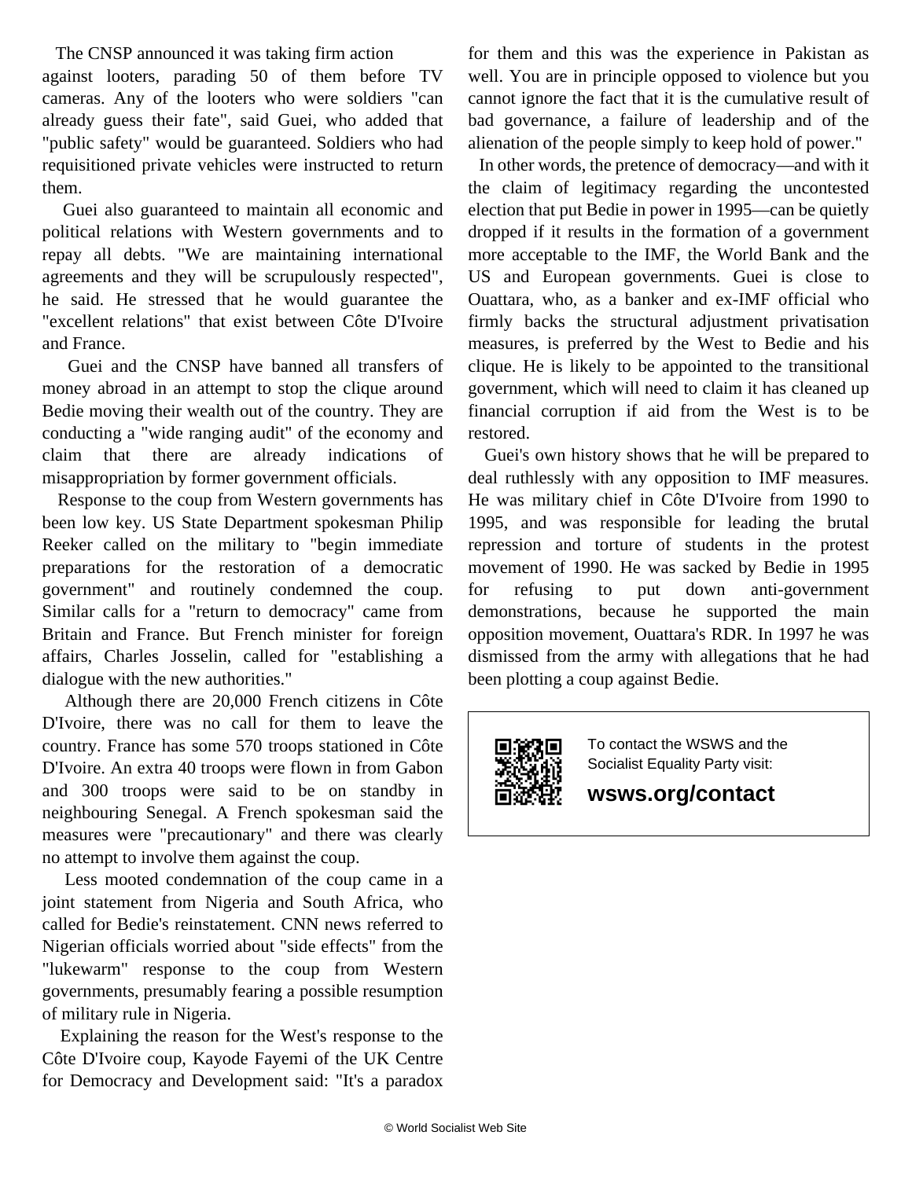The CNSP announced it was taking firm action against looters, parading 50 of them before TV cameras. Any of the looters who were soldiers "can already guess their fate", said Guei, who added that "public safety" would be guaranteed. Soldiers who had requisitioned private vehicles were instructed to return them.

Guei also guaranteed to maintain all economic and political relations with Western governments and to repay all debts. "We are maintaining international agreements and they will be scrupulously respected", he said. He stressed that he would guarantee the "excellent relations" that exist between Côte D'Ivoire and France.

Guei and the CNSP have banned all transfers of money abroad in an attempt to stop the clique around Bedie moving their wealth out of the country. They are conducting a "wide ranging audit" of the economy and claim that there are already indications of misappropriation by former government officials.

Response to the coup from Western governments has been low key. US State Department spokesman Philip Reeker called on the military to "begin immediate preparations for the restoration of a democratic government" and routinely condemned the coup. Similar calls for a "return to democracy" came from Britain and France. But French minister for foreign affairs, Charles Josselin, called for "establishing a dialogue with the new authorities."

Although there are 20,000 French citizens in Côte D'Ivoire, there was no call for them to leave the country. France has some 570 troops stationed in Côte D'Ivoire. An extra 40 troops were flown in from Gabon and 300 troops were said to be on standby in neighbouring Senegal. A French spokesman said the measures were "precautionary" and there was clearly no attempt to involve them against the coup.

Less mooted condemnation of the coup came in a joint statement from Nigeria and South Africa, who called for Bedie's reinstatement. CNN news referred to Nigerian officials worried about "side effects" from the "lukewarm" response to the coup from Western governments, presumably fearing a possible resumption of military rule in Nigeria.

Explaining the reason for the West's response to the Côte D'Ivoire coup, Kayode Fayemi of the UK Centre for Democracy and Development said: "It's a paradox for them and this was the experience in Pakistan as well. You are in principle opposed to violence but you cannot ignore the fact that it is the cumulative result of bad governance, a failure of leadership and of the alienation of the people simply to keep hold of power."

In other words, the pretence of democracy—and with it the claim of legitimacy regarding the uncontested election that put Bedie in power in 1995—can be quietly dropped if it results in the formation of a government more acceptable to the IMF, the World Bank and the US and European governments. Guei is close to Ouattara, who, as a banker and ex-IMF official who firmly backs the structural adjustment privatisation measures, is preferred by the West to Bedie and his clique. He is likely to be appointed to the transitional government, which will need to claim it has cleaned up financial corruption if aid from the West is to be restored.

Guei's own history shows that he will be prepared to deal ruthlessly with any opposition to IMF measures. He was military chief in Côte D'Ivoire from 1990 to 1995, and was responsible for leading the brutal repression and torture of students in the protest movement of 1990. He was sacked by Bedie in 1995 for refusing to put down anti-government demonstrations, because he supported the main opposition movement, Ouattara's RDR. In 1997 he was dismissed from the army with allegations that he had been plotting a coup against Bedie.

To contact the WSWS and the Socialist Equality Party visit:

**wsws.org/contact**